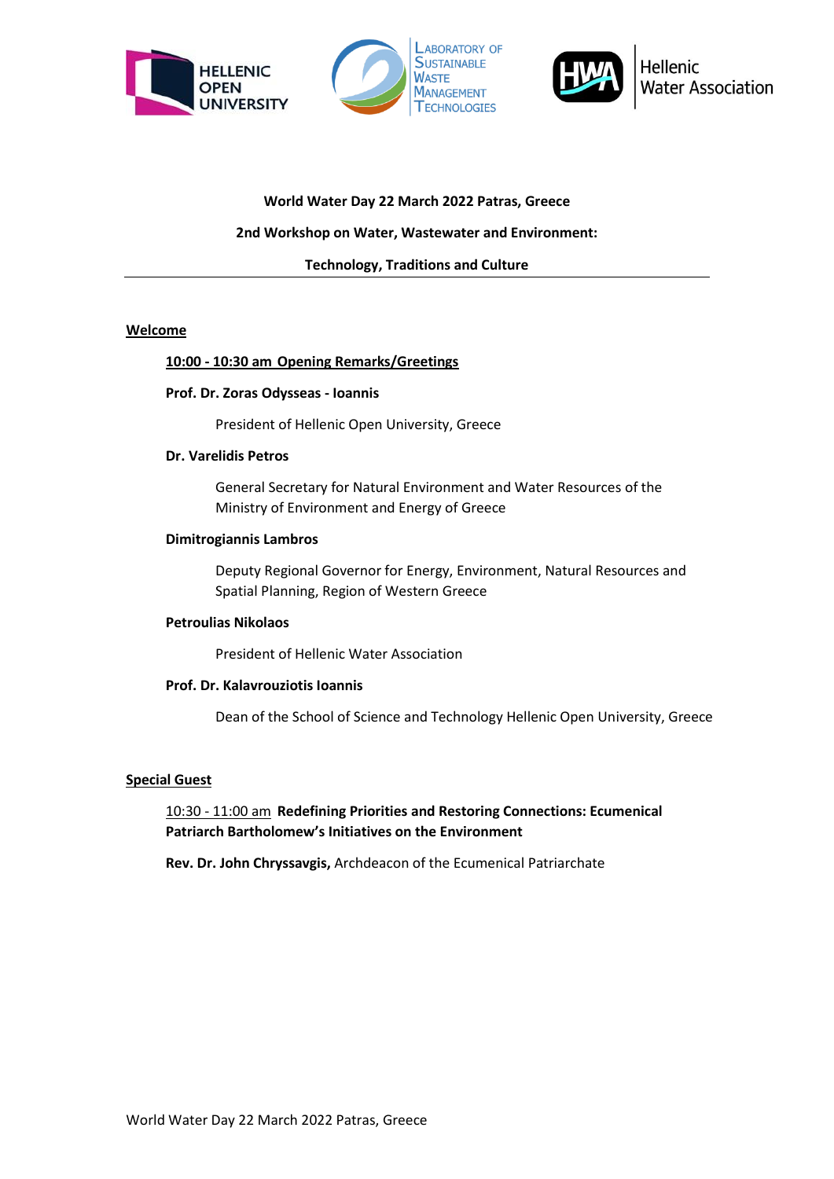HELLENIC OPEN UNIVERSITY

LABORATORY OF SUSTAINABLE WASTE MANAGEMENT TECHNOLOGIES

HWA Hellenic Water Association

**World Water Day 22 March 2022 Patras, Greece**

**2nd Workshop on Water, Wastewater and Environment:**

**Technology, Traditions and Culture**

---

**Welcome**

**10:00 - 10:30 am Opening Remarks/Greetings**

**Prof. Dr. Zoras Odysseas - Ioannis**

President of Hellenic Open University, Greece

**Dr. Varelidis Petros**

General Secretary for Natural Environment and Water Resources of the Ministry of Environment and Energy of Greece

**Dimitrogiannis Lambros**

Deputy Regional Governor for Energy, Environment, Natural Resources and Spatial Planning, Region of Western Greece

**Petroulias Nikolaos**

President of Hellenic Water Association

**Prof. Dr. Kalavrouziotis Ioannis**

Dean of the School of Science and Technology Hellenic Open University, Greece

**Special Guest**

10:30 - 11:00 am **Redefining Priorities and Restoring Connections: Ecumenical Patriarch Bartholomew's Initiatives on the Environment**

**Rev. Dr. John Chryssavgis,** Archdeacon of the Ecumenical Patriarchate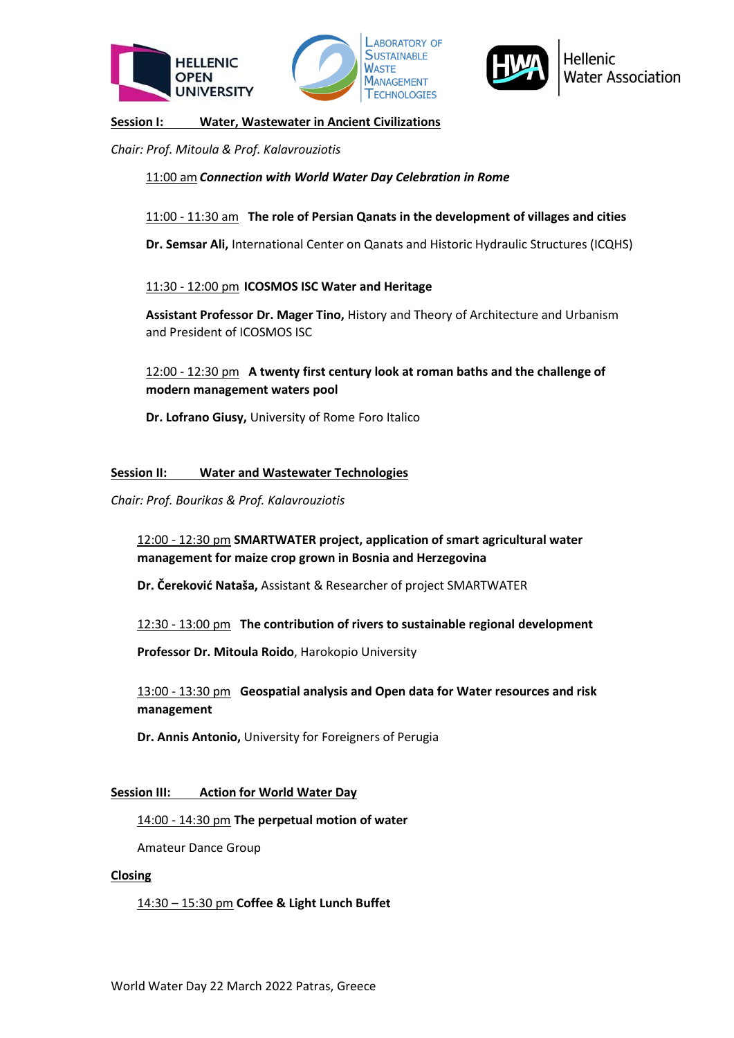**Session I: Water, Wastewater in Ancient Civilizations**

*Chair: Prof. Mitoula & Prof. Kalavrouziotis*

11:00 am ***Connection with World Water Day Celebration in Rome***

11:00 - 11:30 am **The role of Persian Qanats in the development of villages and cities**

**Dr. Semsar Ali,** International Center on Qanats and Historic Hydraulic Structures (ICQHS)

11:30 - 12:00 pm **ICOSMOS ISC Water and Heritage**

**Assistant Professor Dr. Mager Tino,** History and Theory of Architecture and Urbanism and President of ICOSMOS ISC

12:00 - 12:30 pm **A twenty first century look at roman baths and the challenge of modern management waters pool**

**Dr. Lofrano Giusy,** University of Rome Foro Italico

**Session II: Water and Wastewater Technologies**

*Chair: Prof. Bourikas & Prof. Kalavrouziotis*

12:00 - 12:30 pm **SMARTWATER project, application of smart agricultural water management for maize crop grown in Bosnia and Herzegovina**

**Dr. Čereković Nataša,** Assistant & Researcher of project SMARTWATER

12:30 - 13:00 pm **The contribution of rivers to sustainable regional development**

**Professor Dr. Mitoula Roido**, Harokopio University

13:00 - 13:30 pm **Geospatial analysis and Open data for Water resources and risk management**

**Dr. Annis Antonio,** University for Foreigners of Perugia

**Session III: Action for World Water Day**

14:00 - 14:30 pm **The perpetual motion of water**

Amateur Dance Group

**Closing**

14:30 – 15:30 pm **Coffee & Light Lunch Buffet**